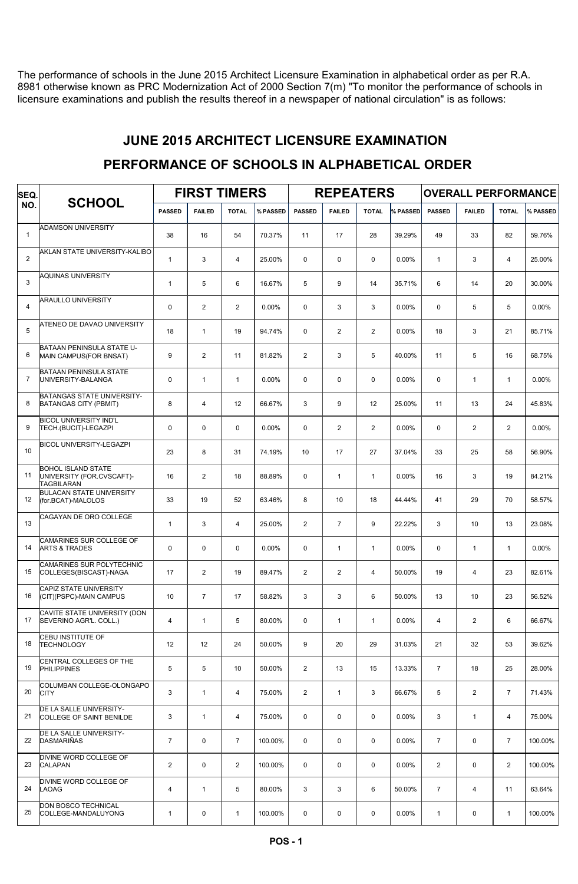The performance of schools in the June 2015 Architect Licensure Examination in alphabetical order as per R.A. 8981 otherwise known as PRC Modernization Act of 2000 Section 7(m) "To monitor the performance of schools in licensure examinations and publish the results thereof in a newspaper of national circulation" is as follows:

## JUNE 2015 ARCHITECT LICENSURE EXAMINATION

## PERFORMANCE OF SCHOOLS IN ALPHABETICAL ORDER

| SEQ. NO. | SCHOOL | FIRST TIMERS | | | | REPEATERS | | | | OVERALL PERFORMANCE | | | |
|---|---|---|---|---|---|---|---|---|---|---|---|---|---|
| | | PASSED | FAILED | TOTAL | % PASSED | PASSED | FAILED | TOTAL | % PASSED | PASSED | FAILED | TOTAL | % PASSED |
| 1 | ADAMSON UNIVERSITY | 38 | 16 | 54 | 70.37% | 11 | 17 | 28 | 39.29% | 49 | 33 | 82 | 59.76% |
| 2 | AKLAN STATE UNIVERSITY-KALIBO | 1 | 3 | 4 | 25.00% | 0 | 0 | 0 | 0.00% | 1 | 3 | 4 | 25.00% |
| 3 | AQUINAS UNIVERSITY | 1 | 5 | 6 | 16.67% | 5 | 9 | 14 | 35.71% | 6 | 14 | 20 | 30.00% |
| 4 | ARAULLO UNIVERSITY | 0 | 2 | 2 | 0.00% | 0 | 3 | 3 | 0.00% | 0 | 5 | 5 | 0.00% |
| 5 | ATENEO DE DAVAO UNIVERSITY | 18 | 1 | 19 | 94.74% | 0 | 2 | 2 | 0.00% | 18 | 3 | 21 | 85.71% |
| 6 | BATAAN PENINSULA STATE U-MAIN CAMPUS(FOR BNSAT) | 9 | 2 | 11 | 81.82% | 2 | 3 | 5 | 40.00% | 11 | 5 | 16 | 68.75% |
| 7 | BATAAN PENINSULA STATE UNIVERSITY-BALANGA | 0 | 1 | 1 | 0.00% | 0 | 0 | 0 | 0.00% | 0 | 1 | 1 | 0.00% |
| 8 | BATANGAS STATE UNIVERSITY-BATANGAS CITY (PBMIT) | 8 | 4 | 12 | 66.67% | 3 | 9 | 12 | 25.00% | 11 | 13 | 24 | 45.83% |
| 9 | BICOL UNIVERSITY IND'L TECH.(BUCIT)-LEGAZPI | 0 | 0 | 0 | 0.00% | 0 | 2 | 2 | 0.00% | 0 | 2 | 2 | 0.00% |
| 10 | BICOL UNIVERSITY-LEGAZPI | 23 | 8 | 31 | 74.19% | 10 | 17 | 27 | 37.04% | 33 | 25 | 58 | 56.90% |
| 11 | BOHOL ISLAND STATE UNIVERSITY (FOR.CVSCAFT)-TAGBILARAN | 16 | 2 | 18 | 88.89% | 0 | 1 | 1 | 0.00% | 16 | 3 | 19 | 84.21% |
| 12 | BULACAN STATE UNIVERSITY (for.BCAT)-MALOLOS | 33 | 19 | 52 | 63.46% | 8 | 10 | 18 | 44.44% | 41 | 29 | 70 | 58.57% |
| 13 | CAGAYAN DE ORO COLLEGE | 1 | 3 | 4 | 25.00% | 2 | 7 | 9 | 22.22% | 3 | 10 | 13 | 23.08% |
| 14 | CAMARINES SUR COLLEGE OF ARTS & TRADES | 0 | 0 | 0 | 0.00% | 0 | 1 | 1 | 0.00% | 0 | 1 | 1 | 0.00% |
| 15 | CAMARINES SUR POLYTECHNIC COLLEGES(BISCAST)-NAGA | 17 | 2 | 19 | 89.47% | 2 | 2 | 4 | 50.00% | 19 | 4 | 23 | 82.61% |
| 16 | CAPIZ STATE UNIVERSITY (CIT)(PSPC)-MAIN CAMPUS | 10 | 7 | 17 | 58.82% | 3 | 3 | 6 | 50.00% | 13 | 10 | 23 | 56.52% |
| 17 | CAVITE STATE UNIVERSITY (DON SEVERINO AGR'L. COLL.) | 4 | 1 | 5 | 80.00% | 0 | 1 | 1 | 0.00% | 4 | 2 | 6 | 66.67% |
| 18 | CEBU INSTITUTE OF TECHNOLOGY | 12 | 12 | 24 | 50.00% | 9 | 20 | 29 | 31.03% | 21 | 32 | 53 | 39.62% |
| 19 | CENTRAL COLLEGES OF THE PHILIPPINES | 5 | 5 | 10 | 50.00% | 2 | 13 | 15 | 13.33% | 7 | 18 | 25 | 28.00% |
| 20 | COLUMBAN COLLEGE-OLONGAPO CITY | 3 | 1 | 4 | 75.00% | 2 | 1 | 3 | 66.67% | 5 | 2 | 7 | 71.43% |
| 21 | DE LA SALLE UNIVERSITY-COLLEGE OF SAINT BENILDE | 3 | 1 | 4 | 75.00% | 0 | 0 | 0 | 0.00% | 3 | 1 | 4 | 75.00% |
| 22 | DE LA SALLE UNIVERSITY-DASMARIÑAS | 7 | 0 | 7 | 100.00% | 0 | 0 | 0 | 0.00% | 7 | 0 | 7 | 100.00% |
| 23 | DIVINE WORD COLLEGE OF CALAPAN | 2 | 0 | 2 | 100.00% | 0 | 0 | 0 | 0.00% | 2 | 0 | 2 | 100.00% |
| 24 | DIVINE WORD COLLEGE OF LAOAG | 4 | 1 | 5 | 80.00% | 3 | 3 | 6 | 50.00% | 7 | 4 | 11 | 63.64% |
| 25 | DON BOSCO TECHNICAL COLLEGE-MANDALUYONG | 1 | 0 | 1 | 100.00% | 0 | 0 | 0 | 0.00% | 1 | 0 | 1 | 100.00% |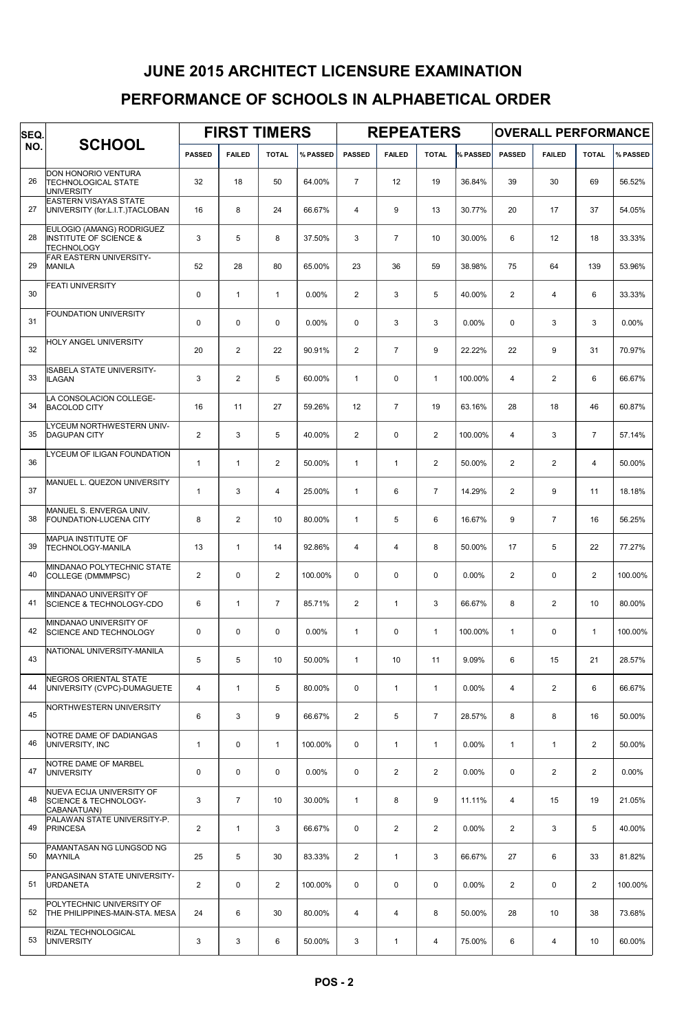# JUNE 2015 ARCHITECT LICENSURE EXAMINATION

## PERFORMANCE OF SCHOOLS IN ALPHABETICAL ORDER

| SEQ. NO. | SCHOOL | FIRST TIMERS | | | | REPEATERS | | | | OVERALL PERFORMANCE | | | |
|---|---|---|---|---|---|---|---|---|---|---|---|---|---|
| | | PASSED | FAILED | TOTAL | % PASSED | PASSED | FAILED | TOTAL | % PASSED | PASSED | FAILED | TOTAL | % PASSED |
| 26 | DON HONORIO VENTURA TECHNOLOGICAL STATE UNIVERSITY | 32 | 18 | 50 | 64.00% | 7 | 12 | 19 | 36.84% | 39 | 30 | 69 | 56.52% |
| 27 | EASTERN VISAYAS STATE UNIVERSITY (for.L.I.T.)TACLOBAN | 16 | 8 | 24 | 66.67% | 4 | 9 | 13 | 30.77% | 20 | 17 | 37 | 54.05% |
| 28 | EULOGIO (AMANG) RODRIGUEZ INSTITUTE OF SCIENCE & TECHNOLOGY | 3 | 5 | 8 | 37.50% | 3 | 7 | 10 | 30.00% | 6 | 12 | 18 | 33.33% |
| 29 | FAR EASTERN UNIVERSITY-MANILA | 52 | 28 | 80 | 65.00% | 23 | 36 | 59 | 38.98% | 75 | 64 | 139 | 53.96% |
| 30 | FEATI UNIVERSITY | 0 | 1 | 1 | 0.00% | 2 | 3 | 5 | 40.00% | 2 | 4 | 6 | 33.33% |
| 31 | FOUNDATION UNIVERSITY | 0 | 0 | 0 | 0.00% | 0 | 3 | 3 | 0.00% | 0 | 3 | 3 | 0.00% |
| 32 | HOLY ANGEL UNIVERSITY | 20 | 2 | 22 | 90.91% | 2 | 7 | 9 | 22.22% | 22 | 9 | 31 | 70.97% |
| 33 | ISABELA STATE UNIVERSITY-ILAGAN | 3 | 2 | 5 | 60.00% | 1 | 0 | 1 | 100.00% | 4 | 2 | 6 | 66.67% |
| 34 | LA CONSOLACION COLLEGE-BACOLOD CITY | 16 | 11 | 27 | 59.26% | 12 | 7 | 19 | 63.16% | 28 | 18 | 46 | 60.87% |
| 35 | LYCEUM NORTHWESTERN UNIV-DAGUPAN CITY | 2 | 3 | 5 | 40.00% | 2 | 0 | 2 | 100.00% | 4 | 3 | 7 | 57.14% |
| 36 | LYCEUM OF ILIGAN FOUNDATION | 1 | 1 | 2 | 50.00% | 1 | 1 | 2 | 50.00% | 2 | 2 | 4 | 50.00% |
| 37 | MANUEL L. QUEZON UNIVERSITY | 1 | 3 | 4 | 25.00% | 1 | 6 | 7 | 14.29% | 2 | 9 | 11 | 18.18% |
| 38 | MANUEL S. ENVERGA UNIV. FOUNDATION-LUCENA CITY | 8 | 2 | 10 | 80.00% | 1 | 5 | 6 | 16.67% | 9 | 7 | 16 | 56.25% |
| 39 | MAPUA INSTITUTE OF TECHNOLOGY-MANILA | 13 | 1 | 14 | 92.86% | 4 | 4 | 8 | 50.00% | 17 | 5 | 22 | 77.27% |
| 40 | MINDANAO POLYTECHNIC STATE COLLEGE (DMMMPSC) | 2 | 0 | 2 | 100.00% | 0 | 0 | 0 | 0.00% | 2 | 0 | 2 | 100.00% |
| 41 | MINDANAO UNIVERSITY OF SCIENCE & TECHNOLOGY-CDO | 6 | 1 | 7 | 85.71% | 2 | 1 | 3 | 66.67% | 8 | 2 | 10 | 80.00% |
| 42 | MINDANAO UNIVERSITY OF SCIENCE AND TECHNOLOGY | 0 | 0 | 0 | 0.00% | 1 | 0 | 1 | 100.00% | 1 | 0 | 1 | 100.00% |
| 43 | NATIONAL UNIVERSITY-MANILA | 5 | 5 | 10 | 50.00% | 1 | 10 | 11 | 9.09% | 6 | 15 | 21 | 28.57% |
| 44 | NEGROS ORIENTAL STATE UNIVERSITY (CVPC)-DUMAGUETE | 4 | 1 | 5 | 80.00% | 0 | 1 | 1 | 0.00% | 4 | 2 | 6 | 66.67% |
| 45 | NORTHWESTERN UNIVERSITY | 6 | 3 | 9 | 66.67% | 2 | 5 | 7 | 28.57% | 8 | 8 | 16 | 50.00% |
| 46 | NOTRE DAME OF DADIANGAS UNIVERSITY, INC | 1 | 0 | 1 | 100.00% | 0 | 1 | 1 | 0.00% | 1 | 1 | 2 | 50.00% |
| 47 | NOTRE DAME OF MARBEL UNIVERSITY | 0 | 0 | 0 | 0.00% | 0 | 2 | 2 | 0.00% | 0 | 2 | 2 | 0.00% |
| 48 | NUEVA ECIJA UNIVERSITY OF SCIENCE & TECHNOLOGY-CABANATUAN) | 3 | 7 | 10 | 30.00% | 1 | 8 | 9 | 11.11% | 4 | 15 | 19 | 21.05% |
| 49 | PALAWAN STATE UNIVERSITY-P. PRINCESA | 2 | 1 | 3 | 66.67% | 0 | 2 | 2 | 0.00% | 2 | 3 | 5 | 40.00% |
| 50 | PAMANTASAN NG LUNGSOD NG MAYNILA | 25 | 5 | 30 | 83.33% | 2 | 1 | 3 | 66.67% | 27 | 6 | 33 | 81.82% |
| 51 | PANGASINAN STATE UNIVERSITY-URDANETA | 2 | 0 | 2 | 100.00% | 0 | 0 | 0 | 0.00% | 2 | 0 | 2 | 100.00% |
| 52 | POLYTECHNIC UNIVERSITY OF THE PHILIPPINES-MAIN-STA. MESA | 24 | 6 | 30 | 80.00% | 4 | 4 | 8 | 50.00% | 28 | 10 | 38 | 73.68% |
| 53 | RIZAL TECHNOLOGICAL UNIVERSITY | 3 | 3 | 6 | 50.00% | 3 | 1 | 4 | 75.00% | 6 | 4 | 10 | 60.00% |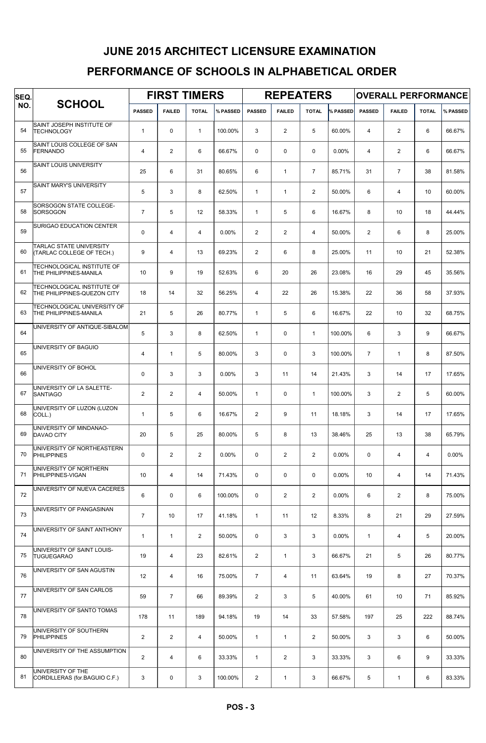# JUNE 2015 ARCHITECT LICENSURE EXAMINATION

## PERFORMANCE OF SCHOOLS IN ALPHABETICAL ORDER

| SEQ. NO. | SCHOOL | FIRST TIMERS | | | | REPEATERS | | | | OVERALL PERFORMANCE | | | |
|---|---|---|---|---|---|---|---|---|---|---|---|---|---|
| | | PASSED | FAILED | TOTAL | % PASSED | PASSED | FAILED | TOTAL | % PASSED | PASSED | FAILED | TOTAL | % PASSED |
| 54 | SAINT JOSEPH INSTITUTE OF TECHNOLOGY | 1 | 0 | 1 | 100.00% | 3 | 2 | 5 | 60.00% | 4 | 2 | 6 | 66.67% |
| 55 | SAINT LOUIS COLLEGE OF SAN FERNANDO | 4 | 2 | 6 | 66.67% | 0 | 0 | 0 | 0.00% | 4 | 2 | 6 | 66.67% |
| 56 | SAINT LOUIS UNIVERSITY | 25 | 6 | 31 | 80.65% | 6 | 1 | 7 | 85.71% | 31 | 7 | 38 | 81.58% |
| 57 | SAINT MARY'S UNIVERSITY | 5 | 3 | 8 | 62.50% | 1 | 1 | 2 | 50.00% | 6 | 4 | 10 | 60.00% |
| 58 | SORSOGON STATE COLLEGE-SORSOGON | 7 | 5 | 12 | 58.33% | 1 | 5 | 6 | 16.67% | 8 | 10 | 18 | 44.44% |
| 59 | SURIGAO EDUCATION CENTER | 0 | 4 | 4 | 0.00% | 2 | 2 | 4 | 50.00% | 2 | 6 | 8 | 25.00% |
| 60 | TARLAC STATE UNIVERSITY (TARLAC COLLEGE OF TECH.) | 9 | 4 | 13 | 69.23% | 2 | 6 | 8 | 25.00% | 11 | 10 | 21 | 52.38% |
| 61 | TECHNOLOGICAL INSTITUTE OF THE PHILIPPINES-MANILA | 10 | 9 | 19 | 52.63% | 6 | 20 | 26 | 23.08% | 16 | 29 | 45 | 35.56% |
| 62 | TECHNOLOGICAL INSTITUTE OF THE PHILIPPINES-QUEZON CITY | 18 | 14 | 32 | 56.25% | 4 | 22 | 26 | 15.38% | 22 | 36 | 58 | 37.93% |
| 63 | TECHNOLOGICAL UNIVERSITY OF THE PHILIPPINES-MANILA | 21 | 5 | 26 | 80.77% | 1 | 5 | 6 | 16.67% | 22 | 10 | 32 | 68.75% |
| 64 | UNIVERSITY OF ANTIQUE-SIBALOM | 5 | 3 | 8 | 62.50% | 1 | 0 | 1 | 100.00% | 6 | 3 | 9 | 66.67% |
| 65 | UNIVERSITY OF BAGUIO | 4 | 1 | 5 | 80.00% | 3 | 0 | 3 | 100.00% | 7 | 1 | 8 | 87.50% |
| 66 | UNIVERSITY OF BOHOL | 0 | 3 | 3 | 0.00% | 3 | 11 | 14 | 21.43% | 3 | 14 | 17 | 17.65% |
| 67 | UNIVERSITY OF LA SALETTE-SANTIAGO | 2 | 2 | 4 | 50.00% | 1 | 0 | 1 | 100.00% | 3 | 2 | 5 | 60.00% |
| 68 | UNIVERSITY OF LUZON (LUZON COLL.) | 1 | 5 | 6 | 16.67% | 2 | 9 | 11 | 18.18% | 3 | 14 | 17 | 17.65% |
| 69 | UNIVERSITY OF MINDANAO-DAVAO CITY | 20 | 5 | 25 | 80.00% | 5 | 8 | 13 | 38.46% | 25 | 13 | 38 | 65.79% |
| 70 | UNIVERSITY OF NORTHEASTERN PHILIPPINES | 0 | 2 | 2 | 0.00% | 0 | 2 | 2 | 0.00% | 0 | 4 | 4 | 0.00% |
| 71 | UNIVERSITY OF NORTHERN PHILIPPINES-VIGAN | 10 | 4 | 14 | 71.43% | 0 | 0 | 0 | 0.00% | 10 | 4 | 14 | 71.43% |
| 72 | UNIVERSITY OF NUEVA CACERES | 6 | 0 | 6 | 100.00% | 0 | 2 | 2 | 0.00% | 6 | 2 | 8 | 75.00% |
| 73 | UNIVERSITY OF PANGASINAN | 7 | 10 | 17 | 41.18% | 1 | 11 | 12 | 8.33% | 8 | 21 | 29 | 27.59% |
| 74 | UNIVERSITY OF SAINT ANTHONY | 1 | 1 | 2 | 50.00% | 0 | 3 | 3 | 0.00% | 1 | 4 | 5 | 20.00% |
| 75 | UNIVERSITY OF SAINT LOUIS-TUGUEGARAO | 19 | 4 | 23 | 82.61% | 2 | 1 | 3 | 66.67% | 21 | 5 | 26 | 80.77% |
| 76 | UNIVERSITY OF SAN AGUSTIN | 12 | 4 | 16 | 75.00% | 7 | 4 | 11 | 63.64% | 19 | 8 | 27 | 70.37% |
| 77 | UNIVERSITY OF SAN CARLOS | 59 | 7 | 66 | 89.39% | 2 | 3 | 5 | 40.00% | 61 | 10 | 71 | 85.92% |
| 78 | UNIVERSITY OF SANTO TOMAS | 178 | 11 | 189 | 94.18% | 19 | 14 | 33 | 57.58% | 197 | 25 | 222 | 88.74% |
| 79 | UNIVERSITY OF SOUTHERN PHILIPPINES | 2 | 2 | 4 | 50.00% | 1 | 1 | 2 | 50.00% | 3 | 3 | 6 | 50.00% |
| 80 | UNIVERSITY OF THE ASSUMPTION | 2 | 4 | 6 | 33.33% | 1 | 2 | 3 | 33.33% | 3 | 6 | 9 | 33.33% |
| 81 | UNIVERSITY OF THE CORDILLERAS (for.BAGUIO C.F.) | 3 | 0 | 3 | 100.00% | 2 | 1 | 3 | 66.67% | 5 | 1 | 6 | 83.33% |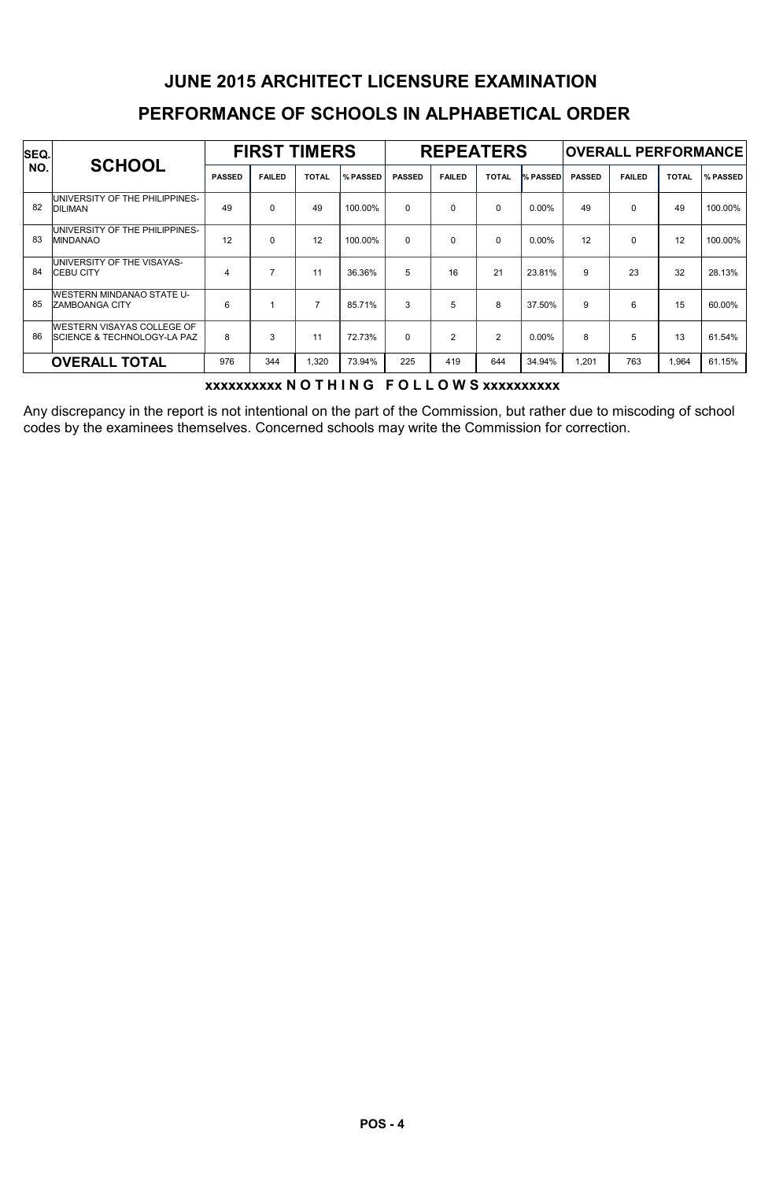# JUNE 2015 ARCHITECT LICENSURE EXAMINATION

## PERFORMANCE OF SCHOOLS IN ALPHABETICAL ORDER

| SEQ. NO. | SCHOOL | FIRST TIMERS | | | | REPEATERS | | | | OVERALL PERFORMANCE | | | |
|---|---|---|---|---|---|---|---|---|---|---|---|---|---|
| | | PASSED | FAILED | TOTAL | % PASSED | PASSED | FAILED | TOTAL | % PASSED | PASSED | FAILED | TOTAL | % PASSED |
| 82 | UNIVERSITY OF THE PHILIPPINES-DILIMAN | 49 | 0 | 49 | 100.00% | 0 | 0 | 0 | 0.00% | 49 | 0 | 49 | 100.00% |
| 83 | UNIVERSITY OF THE PHILIPPINES-MINDANAO | 12 | 0 | 12 | 100.00% | 0 | 0 | 0 | 0.00% | 12 | 0 | 12 | 100.00% |
| 84 | UNIVERSITY OF THE VISAYAS-CEBU CITY | 4 | 7 | 11 | 36.36% | 5 | 16 | 21 | 23.81% | 9 | 23 | 32 | 28.13% |
| 85 | WESTERN MINDANAO STATE U-ZAMBOANGA CITY | 6 | 1 | 7 | 85.71% | 3 | 5 | 8 | 37.50% | 9 | 6 | 15 | 60.00% |
| 86 | WESTERN VISAYAS COLLEGE OF SCIENCE & TECHNOLOGY-LA PAZ | 8 | 3 | 11 | 72.73% | 0 | 2 | 2 | 0.00% | 8 | 5 | 13 | 61.54% |
| | **OVERALL TOTAL** | 976 | 344 | 1,320 | 73.94% | 225 | 419 | 644 | 34.94% | 1,201 | 763 | 1,964 | 61.15% |

**xxxxxxxxxx N O T H I N G F O L L O W S xxxxxxxxxx**

Any discrepancy in the report is not intentional on the part of the Commission, but rather due to miscoding of school codes by the examinees themselves. Concerned schools may write the Commission for correction.